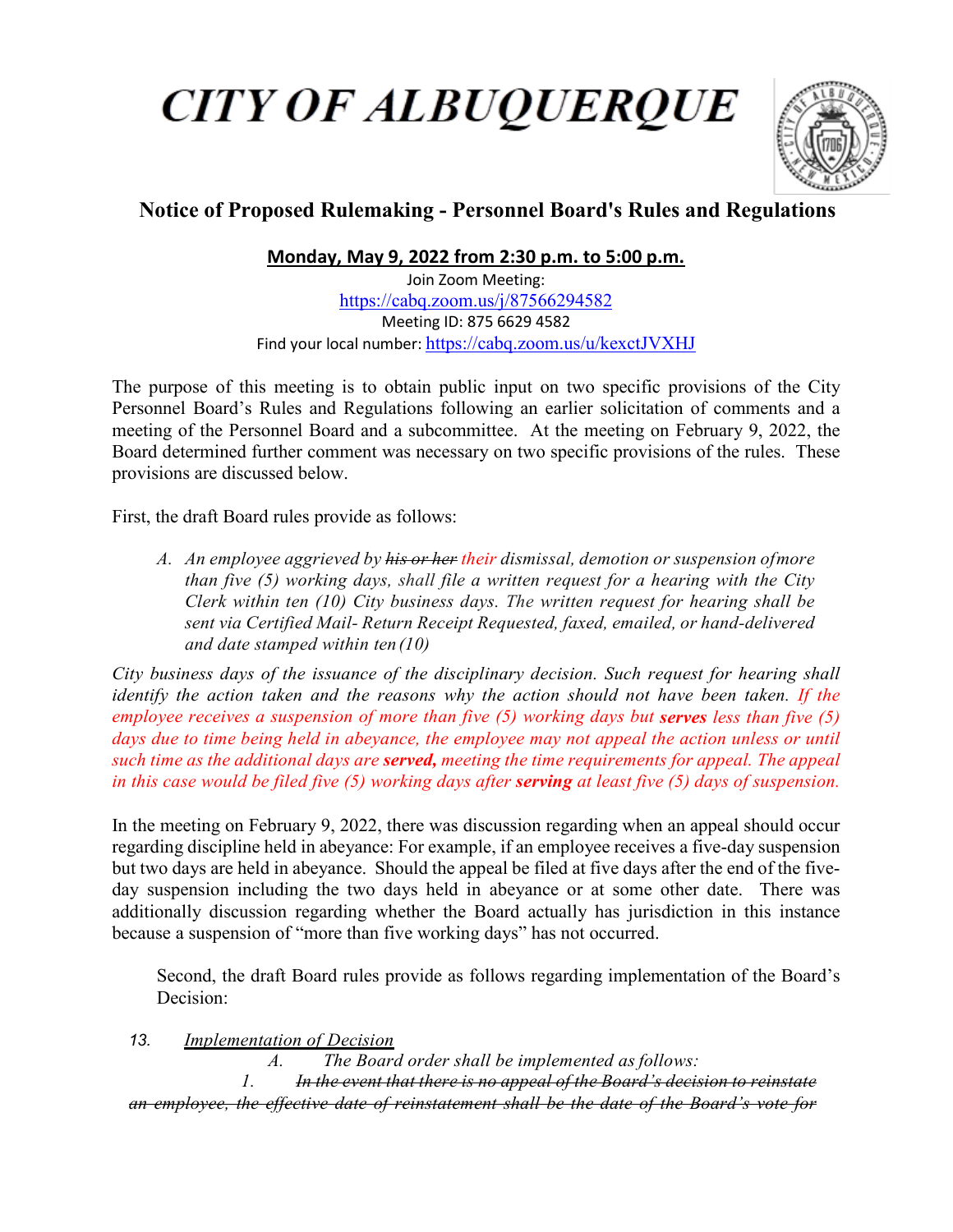# CITY OF ALBUQUERQUE

## Notice of Proposed Rulemaking - Personnel Board's Rules and Regulations

**Monday, May 9, 2022 from 2:30 p.m. to 5:00 p.m.**

Join Zoom Meeting:
https://cabq.zoom.us/j/87566294582
Meeting ID: 875 6629 4582
Find your local number: https://cabq.zoom.us/u/kexctJVXHJ

The purpose of this meeting is to obtain public input on two specific provisions of the City Personnel Board's Rules and Regulations following an earlier solicitation of comments and a meeting of the Personnel Board and a subcommittee. At the meeting on February 9, 2022, the Board determined further comment was necessary on two specific provisions of the rules. These provisions are discussed below.

First, the draft Board rules provide as follows:

> *A. An employee aggrieved by ~~his or her~~ their dismissal, demotion or suspension of more than five (5) working days, shall file a written request for a hearing with the City Clerk within ten (10) City business days. The written request for hearing shall be sent via Certified Mail- Return Receipt Requested, faxed, emailed, or hand-delivered and date stamped within ten (10)*

*City business days of the issuance of the disciplinary decision. Such request for hearing shall identify the action taken and the reasons why the action should not have been taken. If the employee receives a suspension of more than five (5) working days but **serves** less than five (5) days due to time being held in abeyance, the employee may not appeal the action unless or until such time as the additional days are **served,** meeting the time requirements for appeal. The appeal in this case would be filed five (5) working days after **serving** at least five (5) days of suspension.*

In the meeting on February 9, 2022, there was discussion regarding when an appeal should occur regarding discipline held in abeyance: For example, if an employee receives a five-day suspension but two days are held in abeyance. Should the appeal be filed at five days after the end of the five-day suspension including the two days held in abeyance or at some other date. There was additionally discussion regarding whether the Board actually has jurisdiction in this instance because a suspension of "more than five working days" has not occurred.

Second, the draft Board rules provide as follows regarding implementation of the Board's Decision:

13. *Implementation of Decision*

   *A. The Board order shall be implemented as follows:*

   *1. ~~In the event that there is no appeal of the Board's decision to reinstate an employee, the effective date of reinstatement shall be the date of the Board's vote for~~*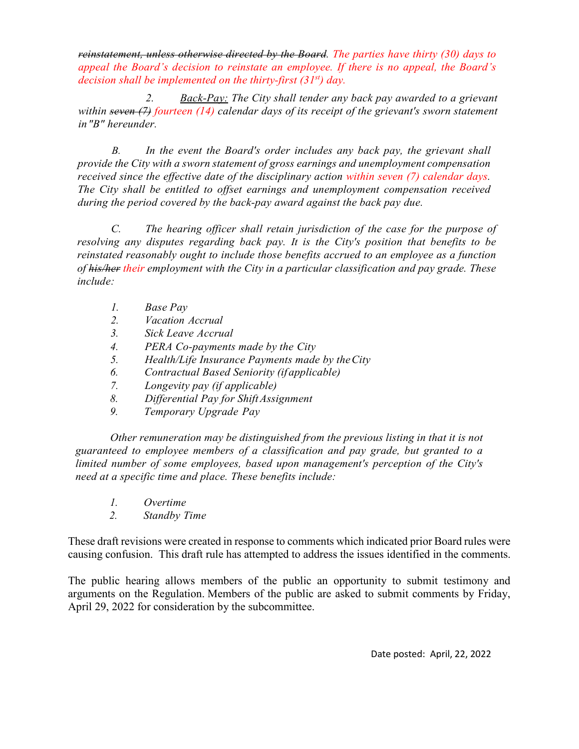~~*reinstatement, unless otherwise directed by the Board*~~*. The parties have thirty (30) days to appeal the Board's decision to reinstate an employee. If there is no appeal, the Board's decision shall be implemented on the thirty-first (31st) day.*

*2. Back-Pay: The City shall tender any back pay awarded to a grievant within ~~seven (7)~~ fourteen (14) calendar days of its receipt of the grievant's sworn statement in "B" hereunder.*

*B. In the event the Board's order includes any back pay, the grievant shall provide the City with a sworn statement of gross earnings and unemployment compensation received since the effective date of the disciplinary action within seven (7) calendar days. The City shall be entitled to offset earnings and unemployment compensation received during the period covered by the back-pay award against the back pay due.*

*C. The hearing officer shall retain jurisdiction of the case for the purpose of resolving any disputes regarding back pay. It is the City's position that benefits to be reinstated reasonably ought to include those benefits accrued to an employee as a function of ~~his/her~~ their employment with the City in a particular classification and pay grade. These include:*

1. *Base Pay*
2. *Vacation Accrual*
3. *Sick Leave Accrual*
4. *PERA Co-payments made by the City*
5. *Health/Life Insurance Payments made by the City*
6. *Contractual Based Seniority (if applicable)*
7. *Longevity pay (if applicable)*
8. *Differential Pay for Shift Assignment*
9. *Temporary Upgrade Pay*

*Other remuneration may be distinguished from the previous listing in that it is not guaranteed to employee members of a classification and pay grade, but granted to a limited number of some employees, based upon management's perception of the City's need at a specific time and place. These benefits include:*

1. *Overtime*
2. *Standby Time*

These draft revisions were created in response to comments which indicated prior Board rules were causing confusion. This draft rule has attempted to address the issues identified in the comments.

The public hearing allows members of the public an opportunity to submit testimony and arguments on the Regulation. Members of the public are asked to submit comments by Friday, April 29, 2022 for consideration by the subcommittee.

Date posted: April, 22, 2022